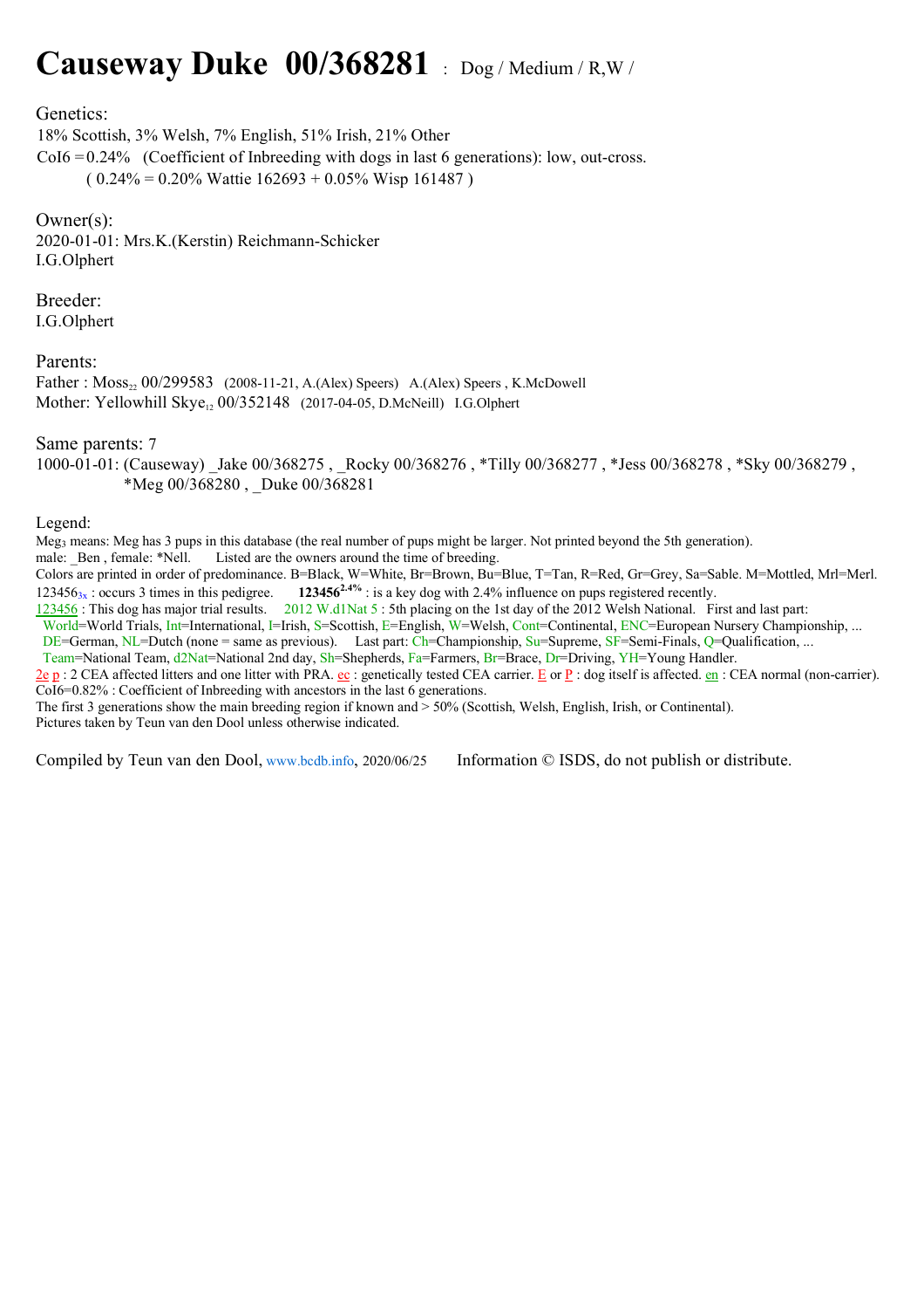# Causeway Duke 00/368281 : Dog / Medium / R,W /

Genetics:
18% Scottish, 3% Welsh, 7% English, 51% Irish, 21% Other
CoI6 = 0.24% (Coefficient of Inbreeding with dogs in last 6 generations): low, out-cross.
( 0.24% = 0.20% Wattie 162693 + 0.05% Wisp 161487 )

Owner(s):
2020-01-01: Mrs.K.(Kerstin) Reichmann-Schicker
I.G.Olphert

Breeder:
I.G.Olphert

Parents:
Father : Moss$_{22}$ 00/299583 (2008-11-21, A.(Alex) Speers) A.(Alex) Speers , K.McDowell
Mother: Yellowhill Skye$_{12}$ 00/352148 (2017-04-05, D.McNeill) I.G.Olphert

Same parents: 7
1000-01-01: (Causeway) _Jake 00/368275 , _Rocky 00/368276 , *Tilly 00/368277 , *Jess 00/368278 , *Sky 00/368279 , *Meg 00/368280 , _Duke 00/368281

Legend:
Meg$_3$ means: Meg has 3 pups in this database (the real number of pups might be larger. Not printed beyond the 5th generation).
male: _Ben , female: *Nell. Listed are the owners around the time of breeding.
Colors are printed in order of predominance. B=Black, W=White, Br=Brown, Bu=Blue, T=Tan, R=Red, Gr=Grey, Sa=Sable. M=Mottled, Mrl=Merl.
123456$_{3x}$ : occurs 3 times in this pedigree. **123456**$^{2.4\%}$ : is a key dog with 2.4% influence on pups registered recently.
123456 : This dog has major trial results. 2012 W.d1Nat 5 : 5th placing on the 1st day of the 2012 Welsh National. First and last part:
World=World Trials, Int=International, I=Irish, S=Scottish, E=English, W=Welsh, Cont=Continental, ENC=European Nursery Championship, ...
DE=German, NL=Dutch (none = same as previous). Last part: Ch=Championship, Su=Supreme, SF=Semi-Finals, Q=Qualification, ...
Team=National Team, d2Nat=National 2nd day, Sh=Shepherds, Fa=Farmers, Br=Brace, Dr=Driving, YH=Young Handler.
2e p : 2 CEA affected litters and one litter with PRA. ec : genetically tested CEA carrier. E or P : dog itself is affected. en : CEA normal (non-carrier).
CoI6=0.82% : Coefficient of Inbreeding with ancestors in the last 6 generations.
The first 3 generations show the main breeding region if known and > 50% (Scottish, Welsh, English, Irish, or Continental).
Pictures taken by Teun van den Dool unless otherwise indicated.

Compiled by Teun van den Dool, www.bcdb.info, 2020/06/25 Information © ISDS, do not publish or distribute.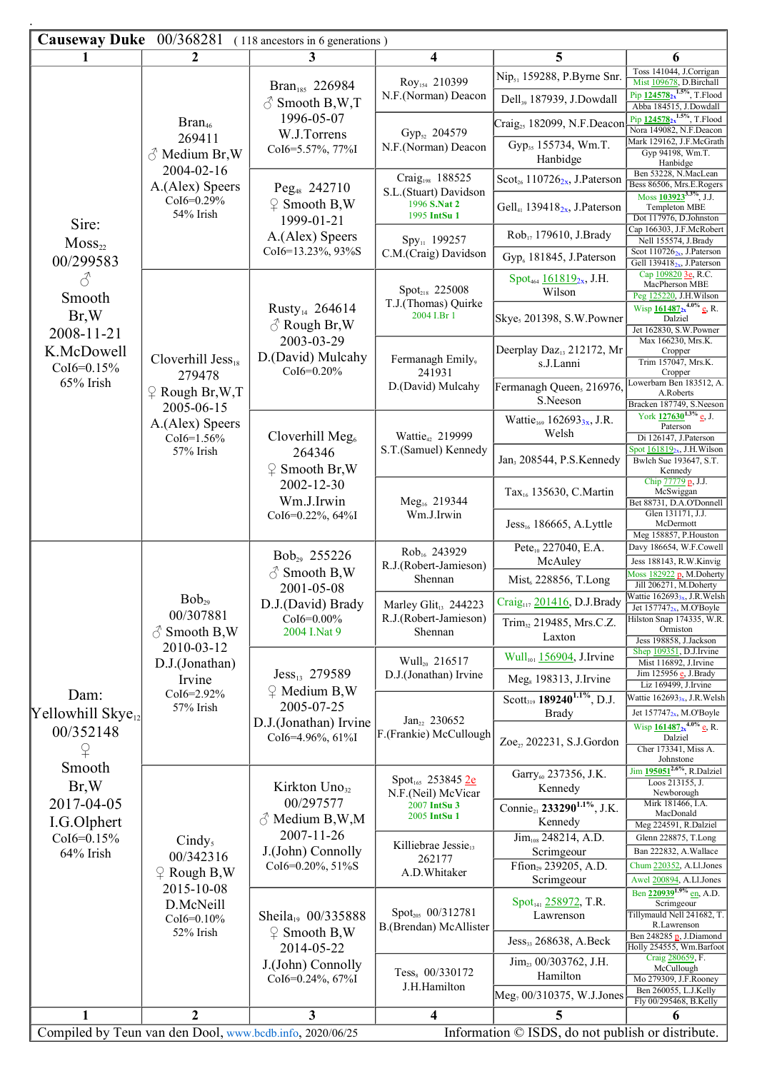# Causeway Duke 00/368281 ( 118 ancestors in 6 generations )

| 1 | 2 | 3 | 4 | 5 | 6 |
|---|---|---|---|---|---|
| Sire: Moss$_{22}$ 00/299583 ♂ Smooth Br,W 2008-11-21 K.McDowell CoI6=0.15% 65% Irish | Bran$_{46}$ 269411 ♂ Medium Br,W 2004-02-16 A.(Alex) Speers CoI6=0.29% 54% Irish | Bran$_{185}$ 226984 ♂ Smooth B,W,T 1996-05-07 W.J.Torrens CoI6=5.57%, 77%I | Roy$_{154}$ 210399 N.F.(Norman) Deacon | Nip$_{51}$ 159288, P.Byrne Snr. | Toss 141044, J.Corrigan |
| | | | | | Mist 109678, D.Birchall |
| | | | | Dell$_{39}$ 187939, J.Dowdall | Pip 124578$_{2x}$[1.5%], T.Flood |
| | | | | | Abba 184515, J.Dowdall |
| | | | Gyp$_{52}$ 204579 N.F.(Norman) Deacon | Craig$_{25}$ 182099, N.F.Deacon | Pip 124578$_{2x}$[1.5%], T.Flood |
| | | | | | Nora 149082, N.F.Deacon |
| | | | | Gyp$_{35}$ 155734, Wm.T. Hanbidge | Mark 129162, J.F.McGrath |
| | | | | | Gyp 94198, Wm.T. Hanbidge |
| | | Peg$_{48}$ 242710 ♀ Smooth B,W 1999-01-21 A.(Alex) Speers CoI6=13.23%, 93%S | Craig$_{198}$ 188525 S.L.(Stuart) Davidson 1996 S.Nat 2 1995 IntSu 1 | Scot$_{26}$ 110726$_{2x}$, J.Paterson | Ben 53228, N.MacLean |
| | | | | | Bess 86506, Mrs.E.Rogers |
| | | | | Gell$_{41}$ 139418$_{2x}$, J.Paterson | Moss 103923[3.3%], J.J. Templeton MBE |
| | | | | | Dot 117976, D.Johnston |
| | | | Spy$_{11}$ 199257 C.M.(Craig) Davidson | Rob$_{17}$ 179610, J.Brady | Cap 166303, J.F.McRobert |
| | | | | | Nell 155574, J.Brady |
| | | | | Gyp$_{6}$ 181845, J.Paterson | Scot 110726$_{2x}$, J.Paterson |
| | | | | | Gell 139418$_{2x}$, J.Paterson |
| | Cloverhill Jess$_{18}$ 279478 ♀ Rough Br,W,T 2005-06-15 A.(Alex) Speers CoI6=1.56% 57% Irish | Rusty$_{14}$ 264614 ♂ Rough Br,W 2003-03-29 D.(David) Mulcahy CoI6=0.20% | Spot$_{218}$ 225008 T.J.(Thomas) Quirke 2004 I.Br 1 | Spot$_{464}$ 161819$_{2x}$, J.H. Wilson | Cap 109820 3e, R.C. MacPherson MBE |
| | | | | | Peg 125220, J.H.Wilson |
| | | | | Skye$_{5}$ 201398, S.W.Powner | Wisp 161487$_{2x}$[4.0%] e, R. Dalziel |
| | | | | | Jet 162830, S.W.Powner |
| | | | Fermanagh Emily$_{9}$ 241931 D.(David) Mulcahy | Deerplay Daz$_{13}$ 212172, Mr s.J.Lanni | Max 166230, Mrs.K. Cropper |
| | | | | | Trim 157047, Mrs.K. Cropper |
| | | | | Fermanagh Queen$_{5}$ 216976, S.Neeson | Lowerbarn Ben 183512, A. A.Roberts |
| | | | | | Bracken 187749, S.Neeson |
| | | Cloverhill Meg$_{6}$ 264346 ♀ Smooth Br,W 2002-12-30 Wm.J.Irwin CoI6=0.22%, 64%I | Wattie$_{42}$ 219999 S.T.(Samuel) Kennedy | Wattie$_{169}$ 162693$_{3x}$, J.R. Welsh | York 127630[1.3%] e, J. Paterson |
| | | | | | Di 126147, J.Paterson |
| | | | | Jan$_{3}$ 208544, P.S.Kennedy | Spot 161819$_{2x}$, J.H.Wilson |
| | | | | | Bwlch Sue 193647, S.T. Kennedy |
| | | | Meg$_{16}$ 219344 Wm.J.Irwin | Tax$_{16}$ 135630, C.Martin | Chip 77779 p, J.J. McSwiggan |
| | | | | | Bet 88731, D.A.O'Donnell |
| | | | | Jess$_{16}$ 186665, A.Lyttle | Glen 131171, J.J. McDermott |
| | | | | | Meg 158857, P.Houston |
| Dam: Yellowhill Skye$_{12}$ 00/352148 ♀ Smooth Br,W 2017-04-05 I.G.Olphert CoI6=0.15% 64% Irish | Bob$_{29}$ 00/307881 ♂ Smooth B,W 2010-03-12 D.J.(Jonathan) Irvine CoI6=2.92% 57% Irish | Bob$_{29}$ 255226 ♂ Smooth B,W 2001-05-08 D.J.(David) Brady CoI6=0.00% 2004 I.Nat 9 | Rob$_{16}$ 243929 R.J.(Robert-Jamieson) Shennan | Pete$_{10}$ 227040, E.A. McAuley | Davy 186654, W.F.Cowell |
| | | | | | Jess 188143, R.W.Kinvig |
| | | | | Mist$_{6}$ 228856, T.Long | Moss 182922 p, M.Doherty |
| | | | | | Jill 206271, M.Doherty |
| | | | Marley Glit$_{13}$ 244223 R.J.(Robert-Jamieson) Shennan | Craig$_{117}$ 201416, D.J.Brady | Wattie 162693$_{3x}$, J.R.Welsh |
| | | | | | Jet 157747$_{2x}$, M.O'Boyle |
| | | | | Trim$_{32}$ 219485, Mrs.C.Z. Laxton | Hilston Snap 174335, W.R. Ormiston |
| | | | | | Jess 198858, J.Jackson |
| | | Jess$_{13}$ 279589 ♀ Medium B,W 2005-07-25 D.J.(Jonathan) Irvine CoI6=4.96%, 61%I | Wull$_{20}$ 216517 D.J.(Jonathan) Irvine | Wull$_{101}$ 156904, J.Irvine | Shep 109351, D.J.Irvine |
| | | | | | Mist 116892, J.Irvine |
| | | | | Meg$_{8}$ 198313, J.Irvine | Jim 125956 e, J.Brady |
| | | | | | Liz 169499, J.Irvine |
| | | | Jan$_{22}$ 230652 F.(Frankie) McCullough | Scott$_{319}$ 189240[1.1%], D.J. Brady | Wattie 162693$_{3x}$, J.R.Welsh |
| | | | | | Jet 157747$_{2x}$, M.O'Boyle |
| | | | | Zoe$_{27}$ 202231, S.J.Gordon | Wisp 161487$_{2x}$[4.0%] e, R. Dalziel |
| | | | | | Cher 173341, Miss A. Johnstone |
| | Cindy$_{5}$ 00/342316 ♀ Rough B,W 2015-10-08 D.McNeill CoI6=0.10% 52% Irish | Kirkton Uno$_{32}$ 00/297577 ♂ Medium B,W,M 2007-11-26 J.(John) Connolly CoI6=0.20%, 51%S | Spot$_{165}$ 253845 2e N.F.(Neil) McVicar 2007 IntSu 3 2005 IntSu 1 | Garry$_{60}$ 237356, J.K. Kennedy | Jim 195051[2.6%], R.Dalziel |
| | | | | | Loos 213155, J. Newborough |
| | | | | Connie$_{21}$ 233290[1.1%], J.K. Kennedy | Mirk 181466, I.A. MacDonald |
| | | | | | Meg 224591, R.Dalziel |
| | | | Killiebrae Jessie$_{13}$ 262177 A.D.Whitaker | Jim$_{108}$ 248214, A.D. Scrimgeour | Glenn 228875, T.Long |
| | | | | | Ban 222832, A.Wallace |
| | | | | Ffion$_{29}$ 239205, A.D. Scrimgeour | Chum 220352, A.Ll.Jones |
| | | | | | Awel 200894, A.Ll.Jones |
| | | Sheila$_{19}$ 00/335888 ♀ Smooth B,W 2014-05-22 J.(John) Connolly CoI6=0.24%, 67%I | Spot$_{205}$ 00/312781 B.(Brendan) McAllister | Spot$_{141}$ 258972, T.R. Lawrenson | Ben 220939[1.9%] en, A.D. Scrimgeour |
| | | | | | Tillymauld Nell 241682, T. R.Lawrenson |
| | | | | Jess$_{33}$ 268638, A.Beck | Ben 248285 p, J.Diamond |
| | | | | | Holly 254555, Wm.Barfoot |
| | | | Tess$_{8}$ 00/330172 J.H.Hamilton | Jim$_{23}$ 00/303762, J.H. Hamilton | Craig 280659, F. McCullough |
| | | | | | Mo 279309, J.F.Rooney |
| | | | | Meg$_{7}$ 00/310375, W.J.Jones | Ben 260055, L.J.Kelly |
| | | | | | Fly 00/295468, B.Kelly |
| 1 | 2 | 3 | 4 | 5 | 6 |

Compiled by Teun van den Dool, www.bcdb.info, 2020/06/25 — Information © ISDS, do not publish or distribute.